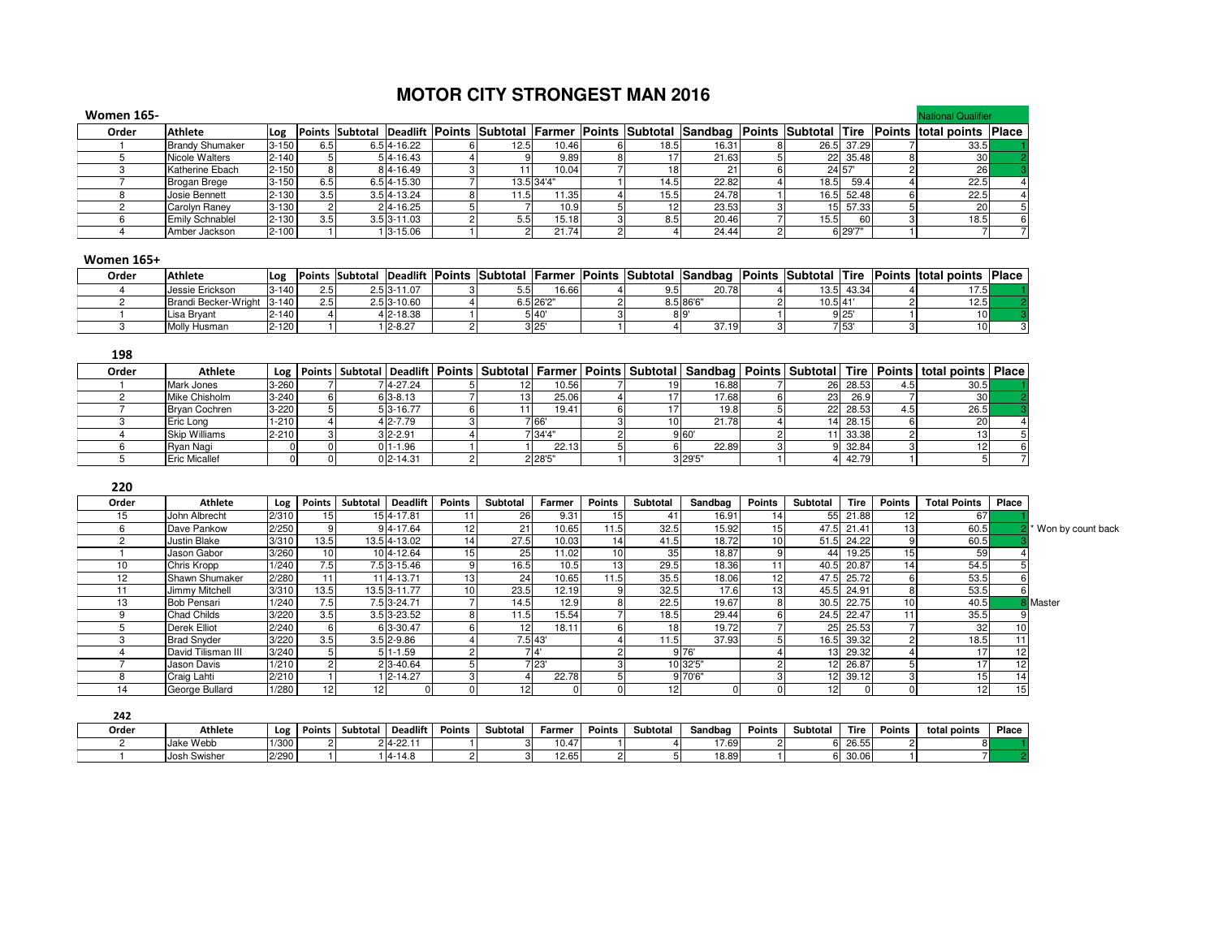# MOTOR CITY STRONGEST MAN 2016

## Women 165-

National Qualifier

| Order | Athlete | Log | Points | Subtotal | Deadlift | Points | Subtotal | Farmer | Points | Subtotal | Sandbag | Points | Subtotal | Tire | Points | total points | Place |
|---|---|---|---|---|---|---|---|---|---|---|---|---|---|---|---|---|---|
| 1 | Brandy Shumaker | 3-150 | 6.5 | 6.5 | 4-16.22 | 6 | 12.5 | 10.46 | 6 | 18.5 | 16.31 | 8 | 26.5 | 37.29 | 7 | 33.5 | 1 |
| 5 | Nicole Walters | 2-140 | 5 | 5 | 4-16.43 | 4 | 9 | 9.89 | 8 | 17 | 21.63 | 5 | 22 | 35.48 | 8 | 30 | 2 |
| 3 | Katherine Ebach | 2-150 | 8 | 8 | 4-16.49 | 3 | 11 | 10.04 | 7 | 18 | 21 | 6 | 24 | 57' | 2 | 26 | 3 |
| 7 | Brogan Brege | 3-150 | 6.5 | 6.5 | 4-15.30 | 7 | 13.5 | 34'4" | 1 | 14.5 | 22.82 | 4 | 18.5 | 59.4 | 4 | 22.5 | 4 |
| 8 | Josie Bennett | 2-130 | 3.5 | 3.5 | 4-13.24 | 8 | 11.5 | 11.35 | 4 | 15.5 | 24.78 | 1 | 16.5 | 52.48 | 6 | 22.5 | 4 |
| 2 | Carolyn Raney | 3-130 | 2 | 2 | 4-16.25 | 5 | 7 | 10.9 | 5 | 12 | 23.53 | 3 | 15 | 57.33 | 5 | 20 | 5 |
| 6 | Emily Schnablel | 2-130 | 3.5 | 3.5 | 3-11.03 | 2 | 5.5 | 15.18 | 3 | 8.5 | 20.46 | 7 | 15.5 | 60 | 3 | 18.5 | 6 |
| 4 | Amber Jackson | 2-100 | 1 | 1 | 3-15.06 | 1 | 2 | 21.74 | 2 | 4 | 24.44 | 2 | 6 | 29'7" | 1 | 7 | 7 |

## Women 165+

| Order | Athlete | Log | Points | Subtotal | Deadlift | Points | Subtotal | Farmer | Points | Subtotal | Sandbag | Points | Subtotal | Tire | Points | total points | Place |
|---|---|---|---|---|---|---|---|---|---|---|---|---|---|---|---|---|---|
| 4 | Jessie Erickson | 3-140 | 2.5 | 2.5 | 3-11.07 | 3 | 5.5 | 16.66 | 4 | 9.5 | 20.78 | 4 | 13.5 | 43.34 | 4 | 17.5 | 1 |
| 2 | Brandi Becker-Wright | 3-140 | 2.5 | 2.5 | 3-10.60 | 4 | 6.5 | 26'2" | 2 | 8.5 | 86'6" | 2 | 10.5 | 41' | 2 | 12.5 | 2 |
| 1 | Lisa Bryant | 2-140 | 4 | 4 | 2-18.38 | 1 | 5 | 40' | 3 | 8 | 9' | 1 | 9 | 25' | 1 | 10 | 3 |
| 3 | Molly Husman | 2-120 | 1 | 1 | 2-8.27 | 2 | 3 | 25' | 1 | 4 | 37.19 | 3 | 7 | 53' | 3 | 10 | 3 |

## 198

| Order | Athlete | Log | Points | Subtotal | Deadlift | Points | Subtotal | Farmer | Points | Subtotal | Sandbag | Points | Subtotal | Tire | Points | total points | Place |
|---|---|---|---|---|---|---|---|---|---|---|---|---|---|---|---|---|---|
| 1 | Mark Jones | 3-260 | 7 | 7 | 4-27.24 | 5 | 12 | 10.56 | 7 | 19 | 16.88 | 7 | 26 | 28.53 | 4.5 | 30.5 | 1 |
| 2 | Mike Chisholm | 3-240 | 6 | 6 | 3-8.13 | 7 | 13 | 25.06 | 4 | 17 | 17.68 | 6 | 23 | 26.9 | 7 | 30 | 2 |
| 7 | Bryan Cochren | 3-220 | 5 | 5 | 3-16.77 | 6 | 11 | 19.41 | 6 | 17 | 19.8 | 5 | 22 | 28.53 | 4.5 | 26.5 | 3 |
| 3 | Eric Long | 1-210 | 4 | 4 | 2-7.79 | 3 | 7 | 66' | 3 | 10 | 21.78 | 4 | 14 | 28.15 | 6 | 20 | 4 |
| 4 | Skip Williams | 2-210 | 3 | 3 | 2-2.91 | 4 | 7 | 34'4" | 2 | 9 | 60' | 2 | 11 | 33.38 | 2 | 13 | 5 |
| 6 | Ryan Nagi | 0 | 0 | 0 | 1-1.96 | 1 | 1 | 22.13 | 5 | 6 | 22.89 | 3 | 9 | 32.84 | 3 | 12 | 6 |
| 5 | Eric Micallef | 0 | 0 | 0 | 2-14.31 | 2 | 2 | 28'5" | 1 | 3 | 29'5" | 1 | 4 | 42.79 | 1 | 5 | 7 |

## 220

| Order | Athlete | Log | Points | Subtotal | Deadlift | Points | Subtotal | Farmer | Points | Subtotal | Sandbag | Points | Subtotal | Tire | Points | Total Points | Place | |
|---|---|---|---|---|---|---|---|---|---|---|---|---|---|---|---|---|---|---|
| 15 | John Albrecht | 2/310 | 15 | 15 | 4-17.81 | 11 | 26 | 9.31 | 15 | 41 | 16.91 | 14 | 55 | 21.88 | 12 | 67 | 1 | |
| 6 | Dave Pankow | 2/250 | 9 | 9 | 4-17.64 | 12 | 21 | 10.65 | 11.5 | 32.5 | 15.92 | 15 | 47.5 | 21.41 | 13 | 60.5 | 2 | * Won by count back |
| 2 | Justin Blake | 3/310 | 13.5 | 13.5 | 4-13.02 | 14 | 27.5 | 10.03 | 14 | 41.5 | 18.72 | 10 | 51.5 | 24.22 | 9 | 60.5 | 3 | |
| 1 | Jason Gabor | 3/260 | 10 | 10 | 4-12.64 | 15 | 25 | 11.02 | 10 | 35 | 18.87 | 9 | 44 | 19.25 | 15 | 59 | 4 | |
| 10 | Chris Kropp | 1/240 | 7.5 | 7.5 | 3-15.46 | 9 | 16.5 | 10.5 | 13 | 29.5 | 18.36 | 11 | 40.5 | 20.87 | 14 | 54.5 | 5 | |
| 12 | Shawn Shumaker | 2/280 | 11 | 11 | 4-13.71 | 13 | 24 | 10.65 | 11.5 | 35.5 | 18.06 | 12 | 47.5 | 25.72 | 6 | 53.5 | 6 | |
| 11 | Jimmy Mitchell | 3/310 | 13.5 | 13.5 | 3-11.77 | 10 | 23.5 | 12.19 | 9 | 32.5 | 17.6 | 13 | 45.5 | 24.91 | 8 | 53.5 | 6 | |
| 13 | Bob Pensari | 1/240 | 7.5 | 7.5 | 3-24.71 | 7 | 14.5 | 12.9 | 8 | 22.5 | 19.67 | 8 | 30.5 | 22.75 | 10 | 40.5 | 8 | Master |
| 9 | Chad Childs | 3/220 | 3.5 | 3.5 | 3-23.52 | 8 | 11.5 | 15.54 | 7 | 18.5 | 29.44 | 6 | 24.5 | 22.47 | 11 | 35.5 | 9 | |
| 5 | Derek Elliot | 2/240 | 6 | 6 | 3-30.47 | 6 | 12 | 18.11 | 6 | 18 | 19.72 | 7 | 25 | 25.53 | 7 | 32 | 10 | |
| 3 | Brad Snyder | 3/220 | 3.5 | 3.5 | 2-9.86 | 4 | 7.5 | 43' | 4 | 11.5 | 37.93 | 5 | 16.5 | 39.32 | 2 | 18.5 | 11 | |
| 4 | David Tilisman III | 3/240 | 5 | 5 | 1-1.59 | 2 | 7 | 4' | 2 | 9 | 76' | 4 | 13 | 29.32 | 4 | 17 | 12 | |
| 7 | Jason Davis | 1/210 | 2 | 2 | 3-40.64 | 5 | 7 | 23' | 3 | 10 | 32'5" | 2 | 12 | 26.87 | 5 | 17 | 12 | |
| 8 | Craig Lahti | 2/210 | 1 | 1 | 2-14.27 | 3 | 4 | 22.78 | 5 | 9 | 70'6" | 3 | 12 | 39.12 | 3 | 15 | 14 | |
| 14 | George Bullard | 1/280 | 12 | 12 | 0 | 0 | 12 | 0 | 0 | 12 | 0 | 0 | 12 | 0 | 0 | 12 | 15 | |

## 242

| Order | Athlete | Log | Points | Subtotal | Deadlift | Points | Subtotal | Farmer | Points | Subtotal | Sandbag | Points | Subtotal | Tire | Points | total points | Place |
|---|---|---|---|---|---|---|---|---|---|---|---|---|---|---|---|---|---|
| 2 | Jake Webb | 1/300 | 2 | 2 | 4-22.11 | 1 | 3 | 10.47 | 1 | 4 | 17.69 | 2 | 6 | 26.55 | 2 | 8 | 1 |
| 1 | Josh Swisher | 2/290 | 1 | 1 | 4-14.8 | 2 | 3 | 12.65 | 2 | 5 | 18.89 | 1 | 6 | 30.06 | 1 | 7 | 2 |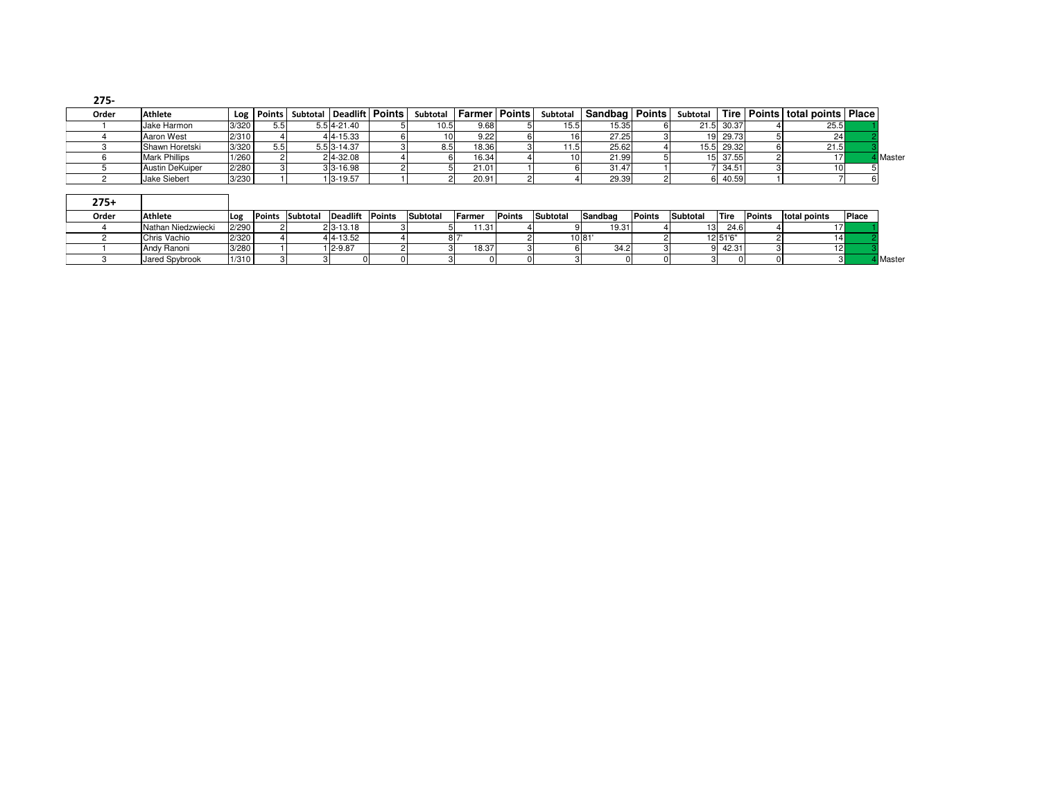## 275-

| Order | Athlete | Log | Points | Subtotal | Deadlift | Points | Subtotal | Farmer | Points | Subtotal | Sandbag | Points | Subtotal | Tire | Points | total points | Place | |
|---|---|---|---|---|---|---|---|---|---|---|---|---|---|---|---|---|---|---|
| 1 | Jake Harmon | 3/320 | 5.5 | 5.5 | 4-21.40 | 5 | 10.5 | 9.68 | 5 | 15.5 | 15.35 | 6 | 21.5 | 30.37 | 4 | 25.5 | 1 | |
| 4 | Aaron West | 2/310 | 4 | 4 | 4-15.33 | 6 | 10 | 9.22 | 6 | 16 | 27.25 | 3 | 19 | 29.73 | 5 | 24 | 2 | |
| 3 | Shawn Horetski | 3/320 | 5.5 | 5.5 | 3-14.37 | 3 | 8.5 | 18.36 | 3 | 11.5 | 25.62 | 4 | 15.5 | 29.32 | 6 | 21.5 | 3 | |
| 6 | Mark Phillips | 1/260 | 2 | 2 | 4-32.08 | 4 | 6 | 16.34 | 4 | 10 | 21.99 | 5 | 15 | 37.55 | 2 | 17 | 4 | Master |
| 5 | Austin DeKuiper | 2/280 | 3 | 3 | 3-16.98 | 2 | 5 | 21.01 | 1 | 6 | 31.47 | 1 | 7 | 34.51 | 3 | 10 | 5 | |
| 2 | Jake Siebert | 3/230 | 1 | 1 | 3-19.57 | 1 | 2 | 20.91 | 2 | 4 | 29.39 | 2 | 6 | 40.59 | 1 | 7 | 6 | |

## 275+

| Order | Athlete | Log | Points | Subtotal | Deadlift | Points | Subtotal | Farmer | Points | Subtotal | Sandbag | Points | Subtotal | Tire | Points | total points | Place | |
|---|---|---|---|---|---|---|---|---|---|---|---|---|---|---|---|---|---|---|
| 4 | Nathan Niedzwiecki | 2/290 | 2 | 2 | 3-13.18 | 3 | 5 | 11.31 | 4 | 9 | 19.31 | 4 | 13 | 24.6 | 4 | 17 | 1 | |
| 2 | Chris Vachio | 2/320 | 4 | 4 | 4-13.52 | 4 | 8 | 7' | 2 | 10 | 81' | 2 | 12 | 51'6" | 2 | 14 | 2 | |
| 1 | Andy Ranoni | 3/280 | 1 | 1 | 2-9.87 | 2 | 3 | 18.37 | 3 | 6 | 34.2 | 3 | 9 | 42.31 | 3 | 12 | 3 | |
| 3 | Jared Spybrook | 1/310 | 3 | 3 | 0 | 0 | 3 | 0 | 0 | 3 | 0 | 0 | 3 | 0 | 0 | 3 | 4 | Master |